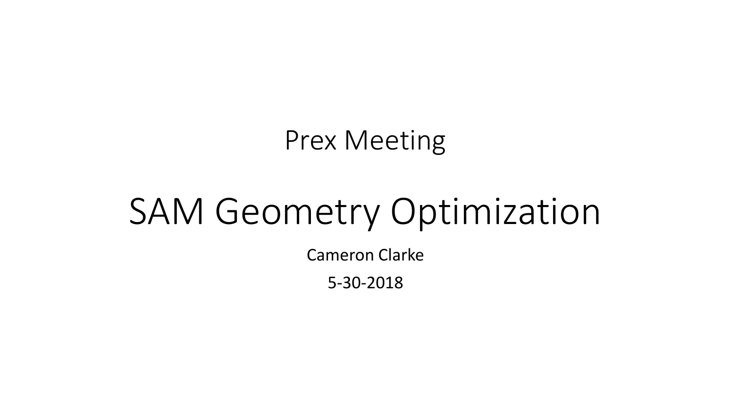## Prex Meeting

# SAM Geometry Optimization

Cameron Clarke

5-30-2018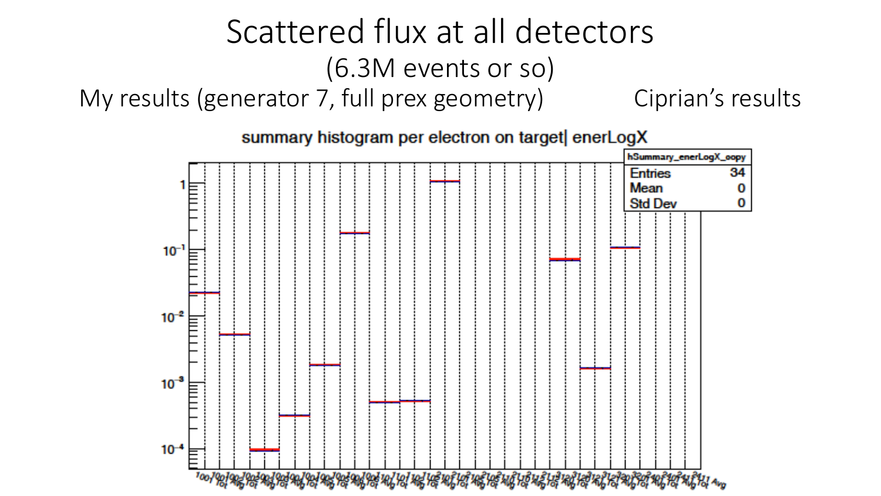# Scattered flux at all detectors

(6.3M events or so)

My results (generator 7, full prex geometry) Ciprian's results

summary histogram per electron on target| enerLogX

| hSummary_enerLogX_oopy | |
|---|---|
| Entries | 34 |
| Mean | 0 |
| Std Dev | 0 |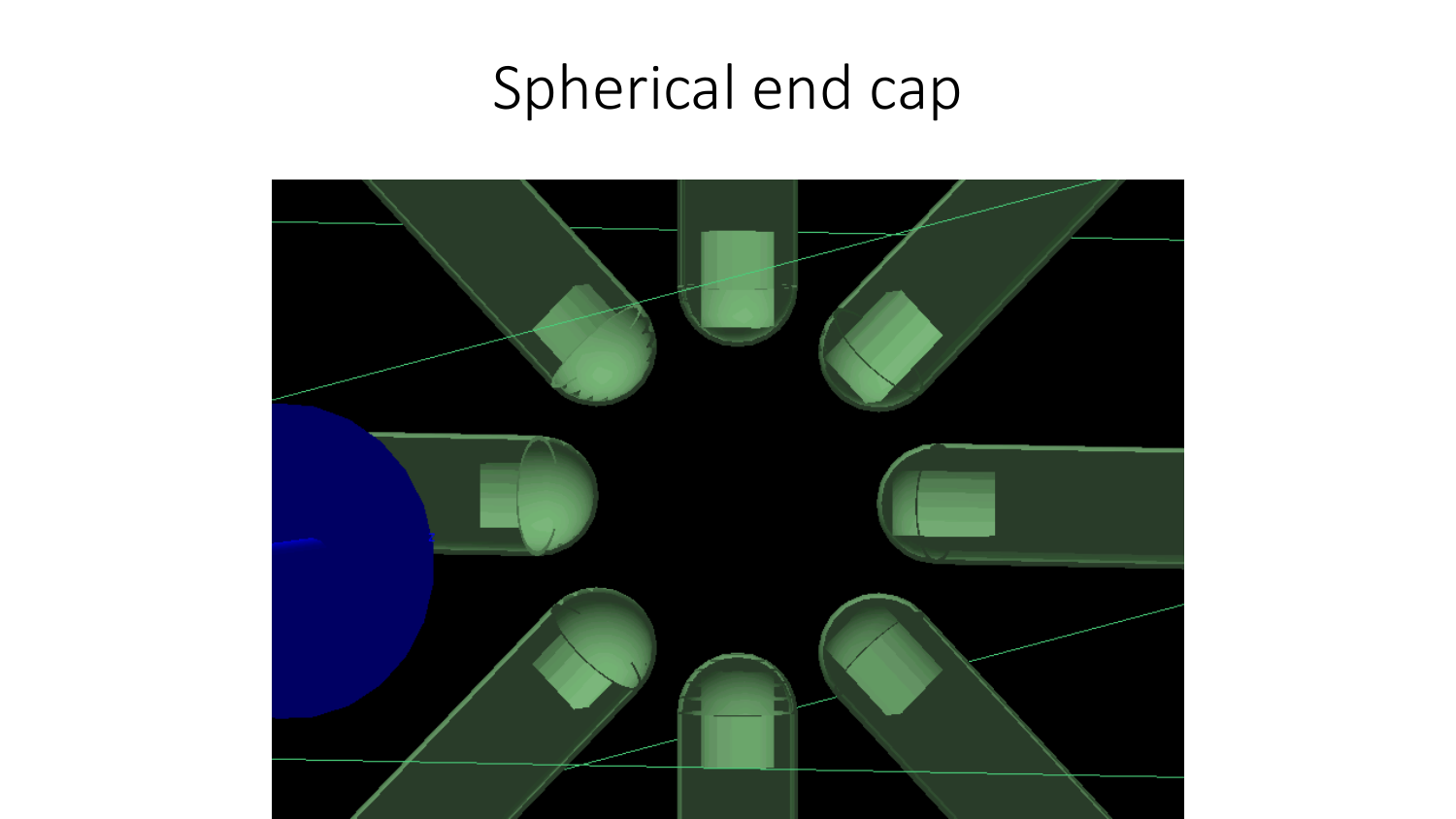# Spherical end cap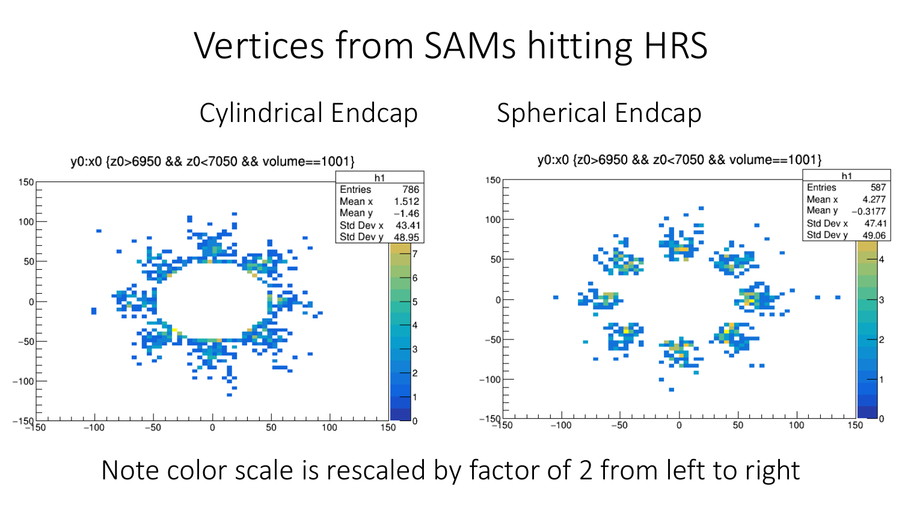# Vertices from SAMs hitting HRS

## Cylindrical Endcap

y0:x0 {z0>6950 && z0<7050 && volume==1001}

| h1 | |
|---|---|
| Entries | 786 |
| Mean x | 1.512 |
| Mean y | −1.46 |
| Std Dev x | 43.41 |
| Std Dev y | 48.95 |

## Spherical Endcap

y0:x0 {z0>6950 && z0<7050 && volume==1001}

| h1 | |
|---|---|
| Entries | 587 |
| Mean x | 4.277 |
| Mean y | −0.3177 |
| Std Dev x | 47.41 |
| Std Dev y | 49.06 |

Note color scale is rescaled by factor of 2 from left to right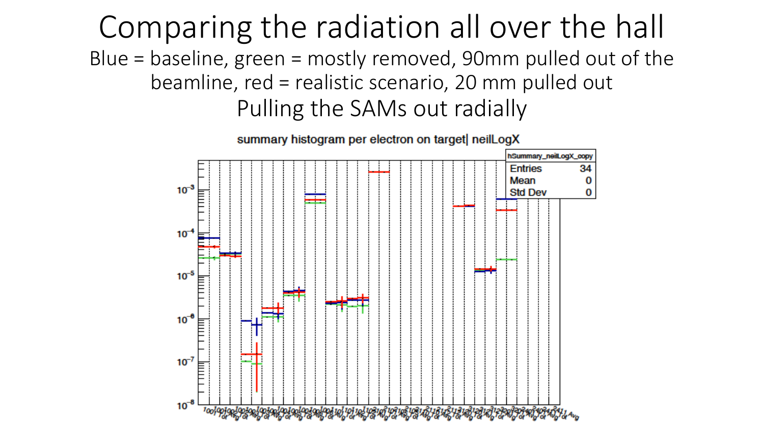# Comparing the radiation all over the hall

Blue = baseline, green = mostly removed, 90mm pulled out of the beamline, red = realistic scenario, 20 mm pulled out

Pulling the SAMs out radially

summary histogram per electron on target| neilLogX

| hSummary_neilLogX_copy | |
|---|---|
| Entries | 34 |
| Mean | 0 |
| Std Dev | 0 |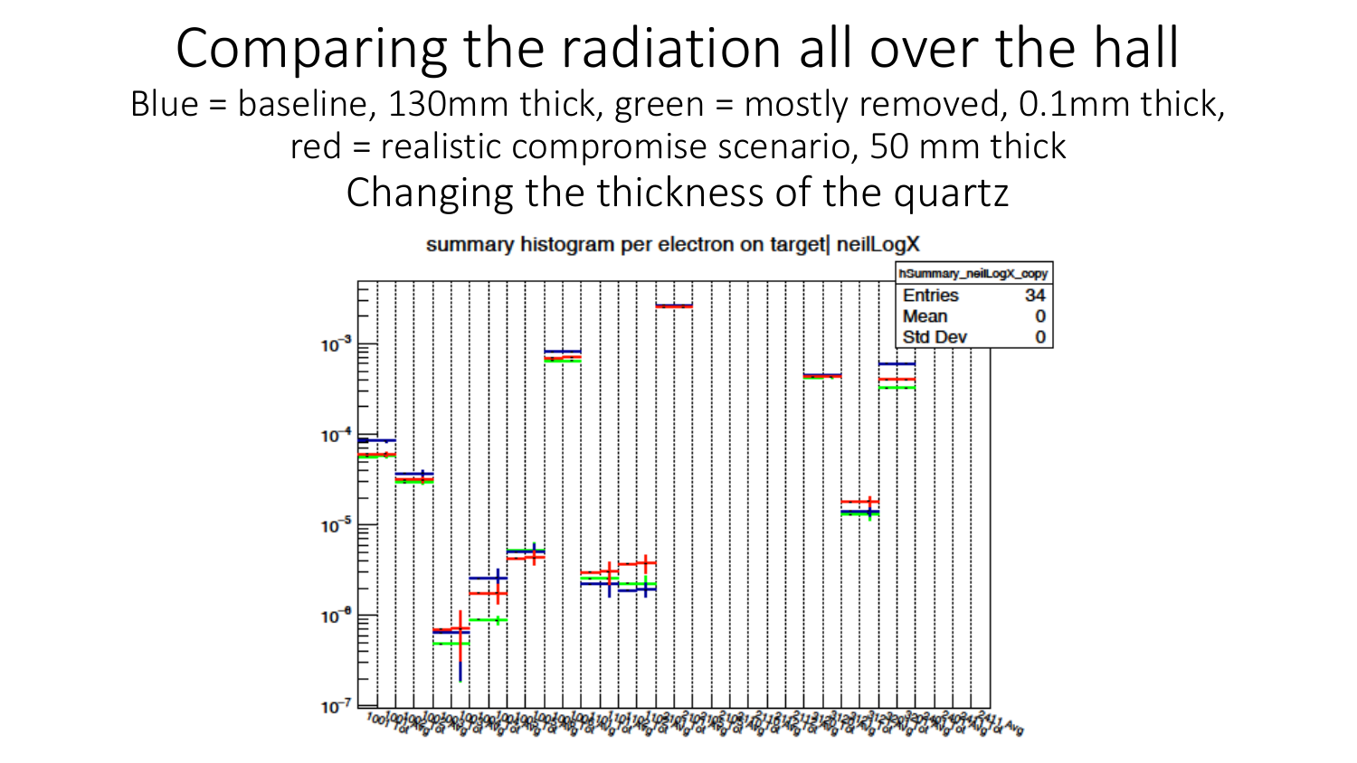# Comparing the radiation all over the hall

Blue = baseline, 130mm thick, green = mostly removed, 0.1mm thick, red = realistic compromise scenario, 50 mm thick

Changing the thickness of the quartz

summary histogram per electron on target| neilLogX

| hSummary_neilLogX_copy | |
|---|---|
| Entries | 34 |
| Mean | 0 |
| Std Dev | 0 |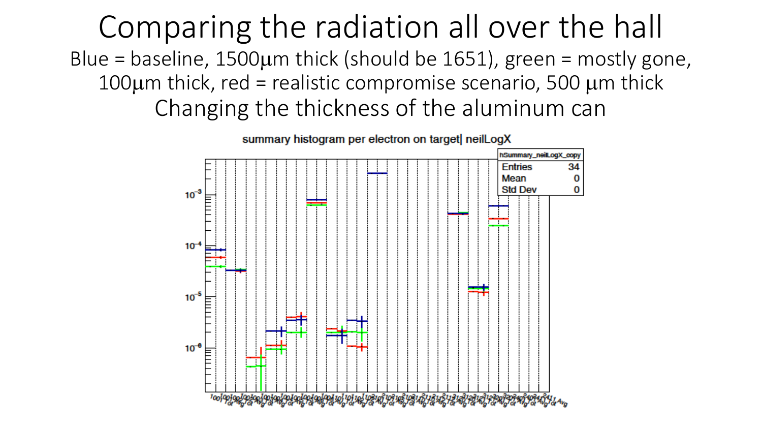# Comparing the radiation all over the hall

Blue = baseline, 1500μm thick (should be 1651), green = mostly gone, 100μm thick, red = realistic compromise scenario, 500 μm thick

Changing the thickness of the aluminum can

summary histogram per electron on target| neilLogX

| hSummary_neilLogX_copy | |
|---|---|
| Entries | 34 |
| Mean | 0 |
| Std Dev | 0 |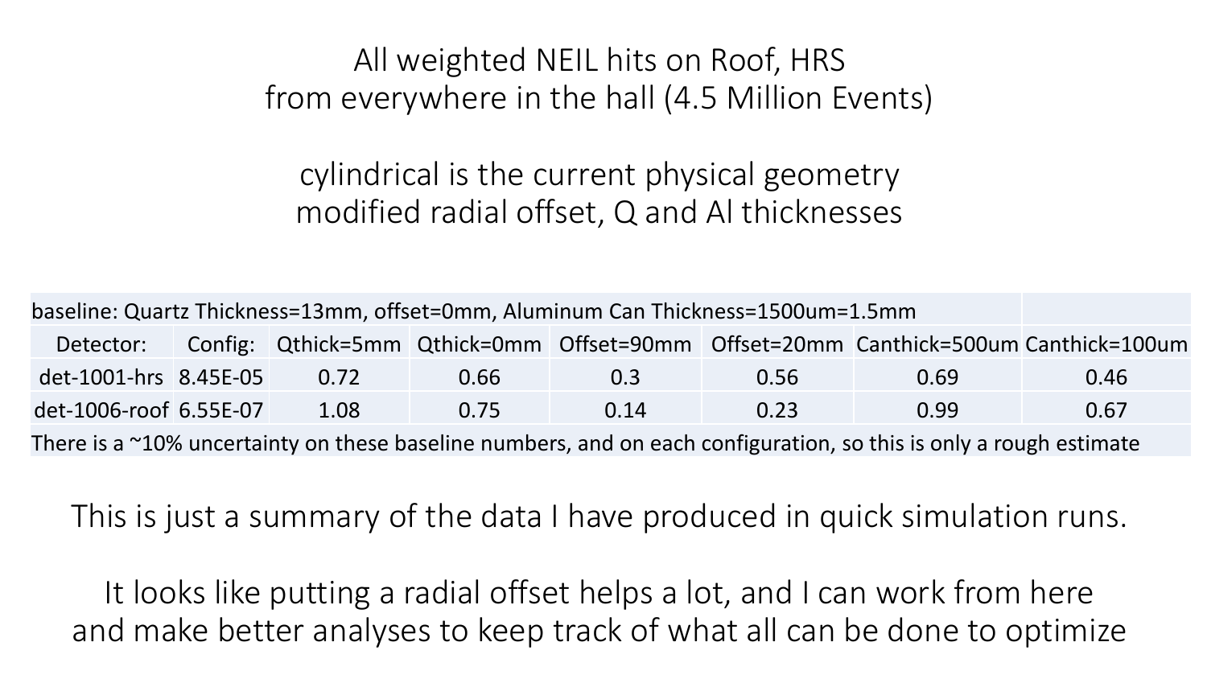# All weighted NEIL hits on Roof, HRS from everywhere in the hall (4.5 Million Events)

cylindrical is the current physical geometry
modified radial offset, Q and Al thicknesses

| baseline: Quartz Thickness=13mm, offset=0mm, Aluminum Can Thickness=1500um=1.5mm | | | | | | | |
|---|---|---|---|---|---|---|---|
| Detector: | Config: | Qthick=5mm | Qthick=0mm | Offset=90mm | Offset=20mm | Canthick=500um | Canthick=100um |
| det-1001-hrs | 8.45E-05 | 0.72 | 0.66 | 0.3 | 0.56 | 0.69 | 0.46 |
| det-1006-roof | 6.55E-07 | 1.08 | 0.75 | 0.14 | 0.23 | 0.99 | 0.67 |
| There is a ~10% uncertainty on these baseline numbers, and on each configuration, so this is only a rough estimate | | | | | | | |

This is just a summary of the data I have produced in quick simulation runs.

It looks like putting a radial offset helps a lot, and I can work from here and make better analyses to keep track of what all can be done to optimize